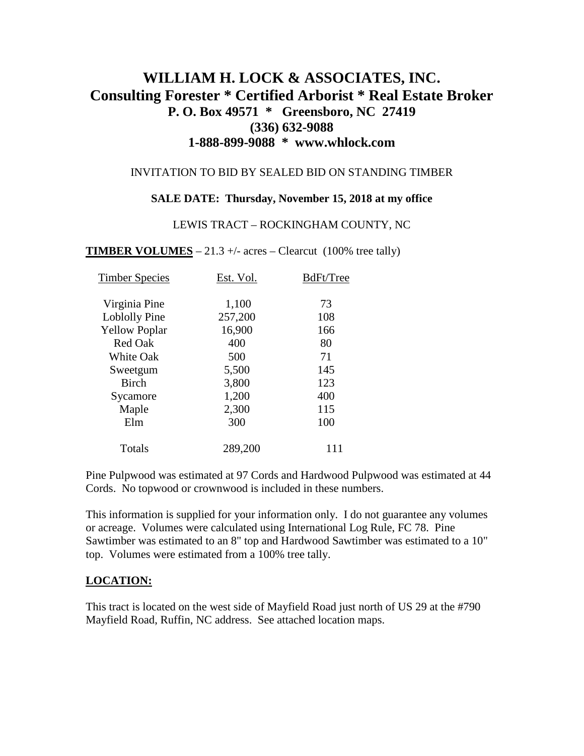# WILLIAM H. LOCK & ASSOCIATES, INC.
## Consulting Forester * Certified Arborist * Real Estate Broker
### P. O. Box 49571 * Greensboro, NC 27419
### (336) 632-9088
### 1-888-899-9088 * www.whlock.com

INVITATION TO BID BY SEALED BID ON STANDING TIMBER

**SALE DATE: Thursday, November 15, 2018 at my office**

LEWIS TRACT – ROCKINGHAM COUNTY, NC

**TIMBER VOLUMES** – 21.3 +/- acres – Clearcut (100% tree tally)

| Timber Species | Est. Vol. | BdFt/Tree |
|---|---|---|
| Virginia Pine | 1,100 | 73 |
| Loblolly Pine | 257,200 | 108 |
| Yellow Poplar | 16,900 | 166 |
| Red Oak | 400 | 80 |
| White Oak | 500 | 71 |
| Sweetgum | 5,500 | 145 |
| Birch | 3,800 | 123 |
| Sycamore | 1,200 | 400 |
| Maple | 2,300 | 115 |
| Elm | 300 | 100 |
| Totals | 289,200 | 111 |

Pine Pulpwood was estimated at 97 Cords and Hardwood Pulpwood was estimated at 44 Cords. No topwood or crownwood is included in these numbers.

This information is supplied for your information only. I do not guarantee any volumes or acreage. Volumes were calculated using International Log Rule, FC 78. Pine Sawtimber was estimated to an 8" top and Hardwood Sawtimber was estimated to a 10" top. Volumes were estimated from a 100% tree tally.

**LOCATION:**

This tract is located on the west side of Mayfield Road just north of US 29 at the #790 Mayfield Road, Ruffin, NC address. See attached location maps.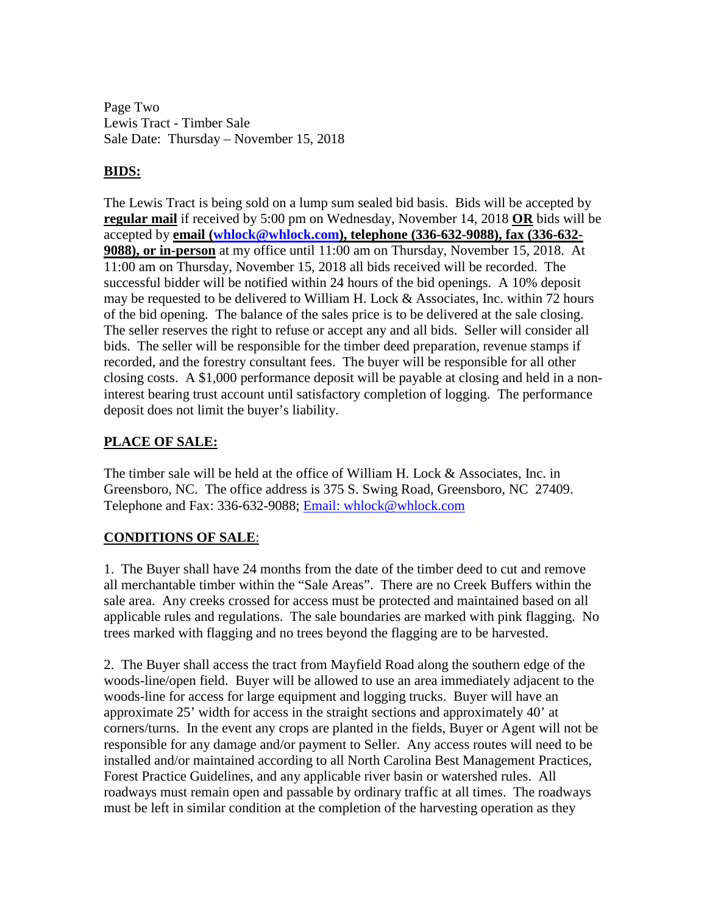Page Two
Lewis Tract - Timber Sale
Sale Date: Thursday – November 15, 2018

## BIDS:

The Lewis Tract is being sold on a lump sum sealed bid basis. Bids will be accepted by **regular mail** if received by 5:00 pm on Wednesday, November 14, 2018 **OR** bids will be accepted by **email (whlock@whlock.com), telephone (336-632-9088), fax (336-632-9088), or in-person** at my office until 11:00 am on Thursday, November 15, 2018. At 11:00 am on Thursday, November 15, 2018 all bids received will be recorded. The successful bidder will be notified within 24 hours of the bid openings. A 10% deposit may be requested to be delivered to William H. Lock & Associates, Inc. within 72 hours of the bid opening. The balance of the sales price is to be delivered at the sale closing. The seller reserves the right to refuse or accept any and all bids. Seller will consider all bids. The seller will be responsible for the timber deed preparation, revenue stamps if recorded, and the forestry consultant fees. The buyer will be responsible for all other closing costs. A $1,000 performance deposit will be payable at closing and held in a non-interest bearing trust account until satisfactory completion of logging. The performance deposit does not limit the buyer's liability.

## PLACE OF SALE:

The timber sale will be held at the office of William H. Lock & Associates, Inc. in Greensboro, NC. The office address is 375 S. Swing Road, Greensboro, NC 27409. Telephone and Fax: 336-632-9088; Email: whlock@whlock.com

## CONDITIONS OF SALE:

1. The Buyer shall have 24 months from the date of the timber deed to cut and remove all merchantable timber within the "Sale Areas". There are no Creek Buffers within the sale area. Any creeks crossed for access must be protected and maintained based on all applicable rules and regulations. The sale boundaries are marked with pink flagging. No trees marked with flagging and no trees beyond the flagging are to be harvested.

2. The Buyer shall access the tract from Mayfield Road along the southern edge of the woods-line/open field. Buyer will be allowed to use an area immediately adjacent to the woods-line for access for large equipment and logging trucks. Buyer will have an approximate 25' width for access in the straight sections and approximately 40' at corners/turns. In the event any crops are planted in the fields, Buyer or Agent will not be responsible for any damage and/or payment to Seller. Any access routes will need to be installed and/or maintained according to all North Carolina Best Management Practices, Forest Practice Guidelines, and any applicable river basin or watershed rules. All roadways must remain open and passable by ordinary traffic at all times. The roadways must be left in similar condition at the completion of the harvesting operation as they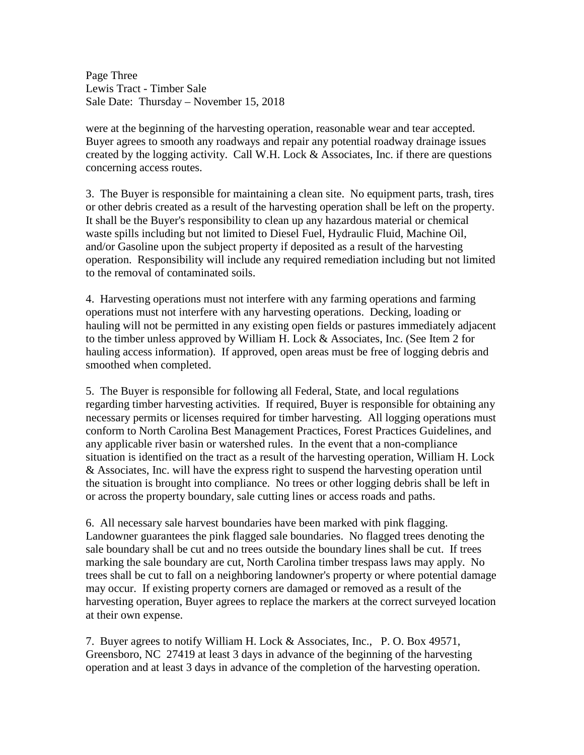were at the beginning of the harvesting operation, reasonable wear and tear accepted. Buyer agrees to smooth any roadways and repair any potential roadway drainage issues created by the logging activity. Call W.H. Lock & Associates, Inc. if there are questions concerning access routes.

3. The Buyer is responsible for maintaining a clean site. No equipment parts, trash, tires or other debris created as a result of the harvesting operation shall be left on the property. It shall be the Buyer's responsibility to clean up any hazardous material or chemical waste spills including but not limited to Diesel Fuel, Hydraulic Fluid, Machine Oil, and/or Gasoline upon the subject property if deposited as a result of the harvesting operation. Responsibility will include any required remediation including but not limited to the removal of contaminated soils.

4. Harvesting operations must not interfere with any farming operations and farming operations must not interfere with any harvesting operations. Decking, loading or hauling will not be permitted in any existing open fields or pastures immediately adjacent to the timber unless approved by William H. Lock & Associates, Inc. (See Item 2 for hauling access information). If approved, open areas must be free of logging debris and smoothed when completed.

5. The Buyer is responsible for following all Federal, State, and local regulations regarding timber harvesting activities. If required, Buyer is responsible for obtaining any necessary permits or licenses required for timber harvesting. All logging operations must conform to North Carolina Best Management Practices, Forest Practices Guidelines, and any applicable river basin or watershed rules. In the event that a non-compliance situation is identified on the tract as a result of the harvesting operation, William H. Lock & Associates, Inc. will have the express right to suspend the harvesting operation until the situation is brought into compliance. No trees or other logging debris shall be left in or across the property boundary, sale cutting lines or access roads and paths.

6. All necessary sale harvest boundaries have been marked with pink flagging. Landowner guarantees the pink flagged sale boundaries. No flagged trees denoting the sale boundary shall be cut and no trees outside the boundary lines shall be cut. If trees marking the sale boundary are cut, North Carolina timber trespass laws may apply. No trees shall be cut to fall on a neighboring landowner's property or where potential damage may occur. If existing property corners are damaged or removed as a result of the harvesting operation, Buyer agrees to replace the markers at the correct surveyed location at their own expense.

7. Buyer agrees to notify William H. Lock & Associates, Inc., P. O. Box 49571, Greensboro, NC 27419 at least 3 days in advance of the beginning of the harvesting operation and at least 3 days in advance of the completion of the harvesting operation.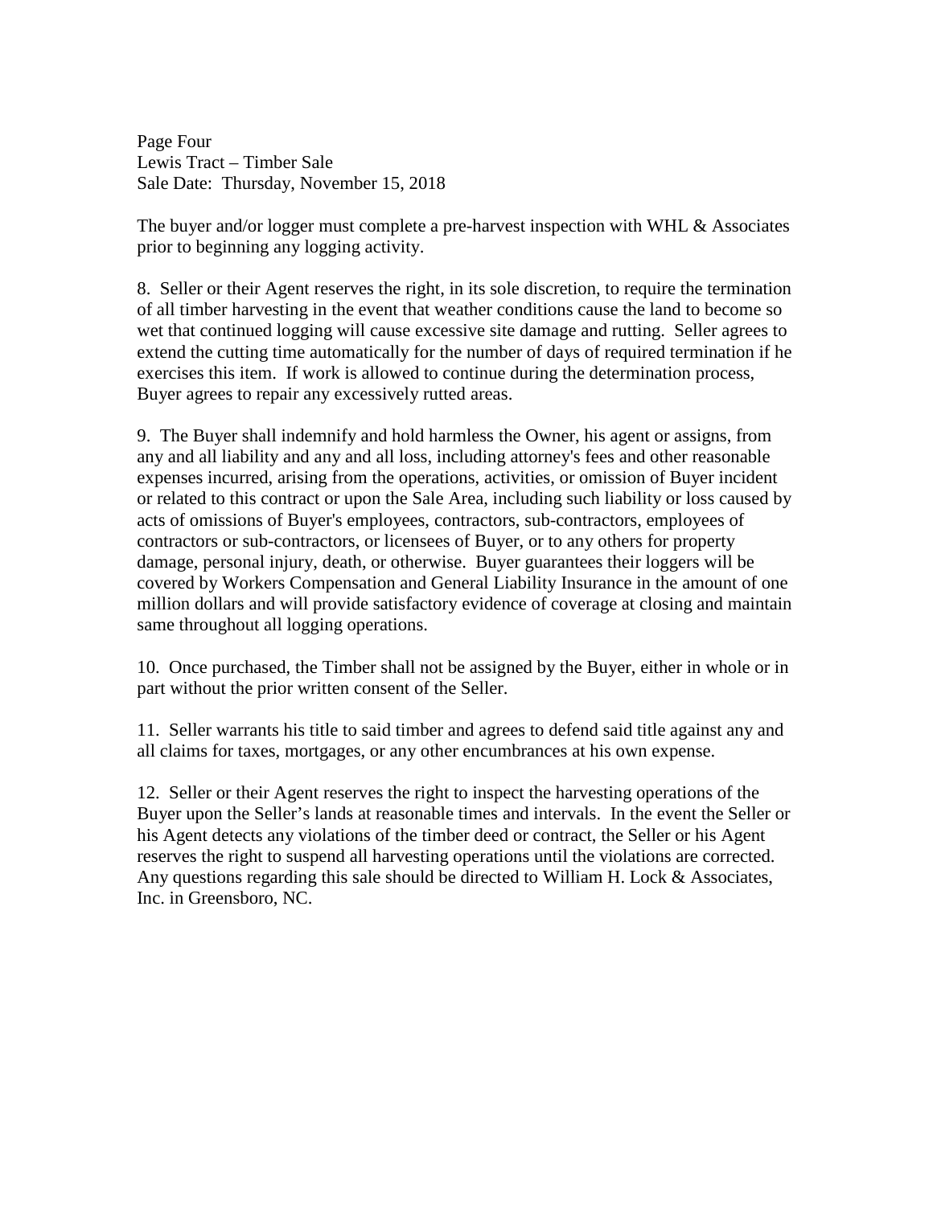The buyer and/or logger must complete a pre-harvest inspection with WHL & Associates prior to beginning any logging activity.

8. Seller or their Agent reserves the right, in its sole discretion, to require the termination of all timber harvesting in the event that weather conditions cause the land to become so wet that continued logging will cause excessive site damage and rutting. Seller agrees to extend the cutting time automatically for the number of days of required termination if he exercises this item. If work is allowed to continue during the determination process, Buyer agrees to repair any excessively rutted areas.

9. The Buyer shall indemnify and hold harmless the Owner, his agent or assigns, from any and all liability and any and all loss, including attorney's fees and other reasonable expenses incurred, arising from the operations, activities, or omission of Buyer incident or related to this contract or upon the Sale Area, including such liability or loss caused by acts of omissions of Buyer's employees, contractors, sub-contractors, employees of contractors or sub-contractors, or licensees of Buyer, or to any others for property damage, personal injury, death, or otherwise. Buyer guarantees their loggers will be covered by Workers Compensation and General Liability Insurance in the amount of one million dollars and will provide satisfactory evidence of coverage at closing and maintain same throughout all logging operations.

10. Once purchased, the Timber shall not be assigned by the Buyer, either in whole or in part without the prior written consent of the Seller.

11. Seller warrants his title to said timber and agrees to defend said title against any and all claims for taxes, mortgages, or any other encumbrances at his own expense.

12. Seller or their Agent reserves the right to inspect the harvesting operations of the Buyer upon the Seller's lands at reasonable times and intervals. In the event the Seller or his Agent detects any violations of the timber deed or contract, the Seller or his Agent reserves the right to suspend all harvesting operations until the violations are corrected. Any questions regarding this sale should be directed to William H. Lock & Associates, Inc. in Greensboro, NC.